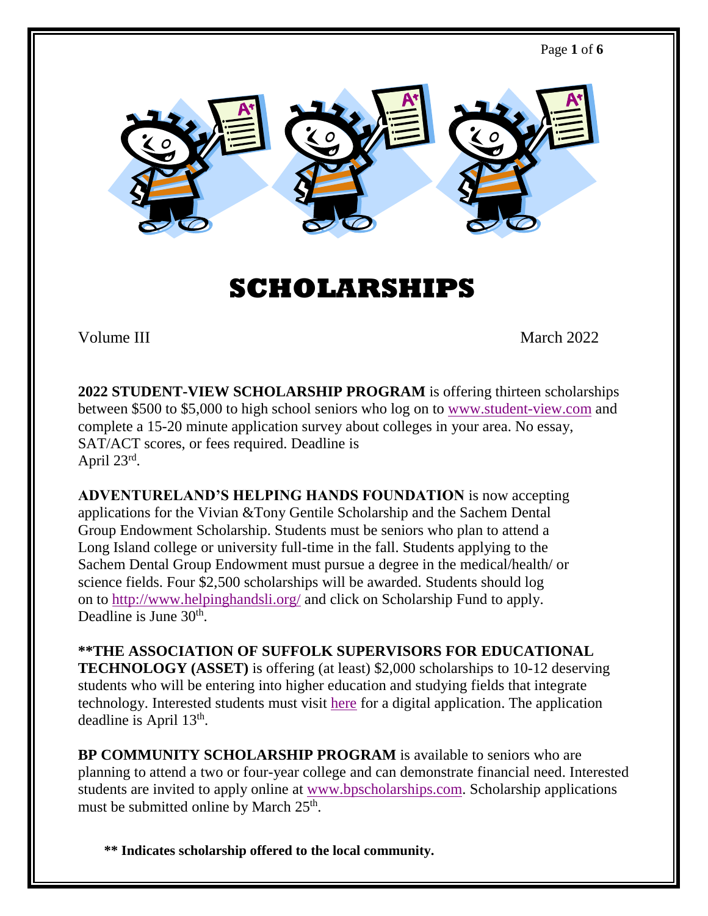# SCHOLARSHIPS

Volume III March 2022

**2022 STUDENT-VIEW SCHOLARSHIP PROGRAM** is offering thirteen scholarships between $500 to $5,000 to high school seniors who log on to www.student-view.com and complete a 15-20 minute application survey about colleges in your area. No essay, SAT/ACT scores, or fees required. Deadline is April 23rd.

**ADVENTURELAND'S HELPING HANDS FOUNDATION** is now accepting applications for the Vivian &Tony Gentile Scholarship and the Sachem Dental Group Endowment Scholarship. Students must be seniors who plan to attend a Long Island college or university full-time in the fall. Students applying to the Sachem Dental Group Endowment must pursue a degree in the medical/health/ or science fields. Four $2,500 scholarships will be awarded. Students should log on to http://www.helpinghandsli.org/ and click on Scholarship Fund to apply. Deadline is June 30th.

****THE ASSOCIATION OF SUFFOLK SUPERVISORS FOR EDUCATIONAL TECHNOLOGY (ASSET)** is offering (at least) $2,000 scholarships to 10-12 deserving students who will be entering into higher education and studying fields that integrate technology. Interested students must visit here for a digital application. The application deadline is April 13th.

**BP COMMUNITY SCHOLARSHIP PROGRAM** is available to seniors who are planning to attend a two or four-year college and can demonstrate financial need. Interested students are invited to apply online at www.bpscholarships.com. Scholarship applications must be submitted online by March 25th.

**\*\* Indicates scholarship offered to the local community.**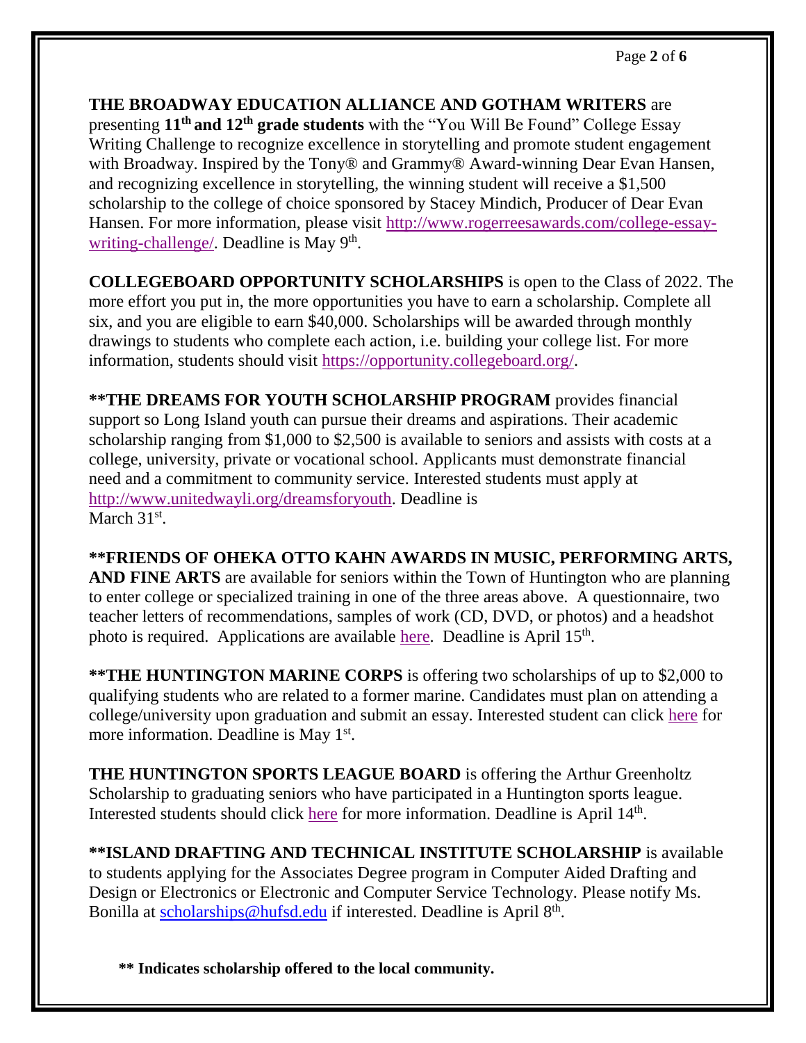**THE BROADWAY EDUCATION ALLIANCE AND GOTHAM WRITERS** are presenting **11th and 12th grade students** with the "You Will Be Found" College Essay Writing Challenge to recognize excellence in storytelling and promote student engagement with Broadway. Inspired by the Tony® and Grammy® Award-winning Dear Evan Hansen, and recognizing excellence in storytelling, the winning student will receive a $1,500 scholarship to the college of choice sponsored by Stacey Mindich, Producer of Dear Evan Hansen. For more information, please visit http://www.rogerreesawards.com/college-essay-writing-challenge/. Deadline is May 9th.

**COLLEGEBOARD OPPORTUNITY SCHOLARSHIPS** is open to the Class of 2022. The more effort you put in, the more opportunities you have to earn a scholarship. Complete all six, and you are eligible to earn $40,000. Scholarships will be awarded through monthly drawings to students who complete each action, i.e. building your college list. For more information, students should visit https://opportunity.collegeboard.org/.

**\*\*THE DREAMS FOR YOUTH SCHOLARSHIP PROGRAM** provides financial support so Long Island youth can pursue their dreams and aspirations. Their academic scholarship ranging from $1,000 to $2,500 is available to seniors and assists with costs at a college, university, private or vocational school. Applicants must demonstrate financial need and a commitment to community service. Interested students must apply at http://www.unitedwayli.org/dreamsforyouth. Deadline is March 31st.

**\*\*FRIENDS OF OHEKA OTTO KAHN AWARDS IN MUSIC, PERFORMING ARTS, AND FINE ARTS** are available for seniors within the Town of Huntington who are planning to enter college or specialized training in one of the three areas above. A questionnaire, two teacher letters of recommendations, samples of work (CD, DVD, or photos) and a headshot photo is required. Applications are available here. Deadline is April 15th.

**\*\*THE HUNTINGTON MARINE CORPS** is offering two scholarships of up to $2,000 to qualifying students who are related to a former marine. Candidates must plan on attending a college/university upon graduation and submit an essay. Interested student can click here for more information. Deadline is May 1st.

**THE HUNTINGTON SPORTS LEAGUE BOARD** is offering the Arthur Greenholtz Scholarship to graduating seniors who have participated in a Huntington sports league. Interested students should click here for more information. Deadline is April 14th.

**\*\*ISLAND DRAFTING AND TECHNICAL INSTITUTE SCHOLARSHIP** is available to students applying for the Associates Degree program in Computer Aided Drafting and Design or Electronics or Electronic and Computer Service Technology. Please notify Ms. Bonilla at scholarships@hufsd.edu if interested. Deadline is April 8th.

**\*\* Indicates scholarship offered to the local community.**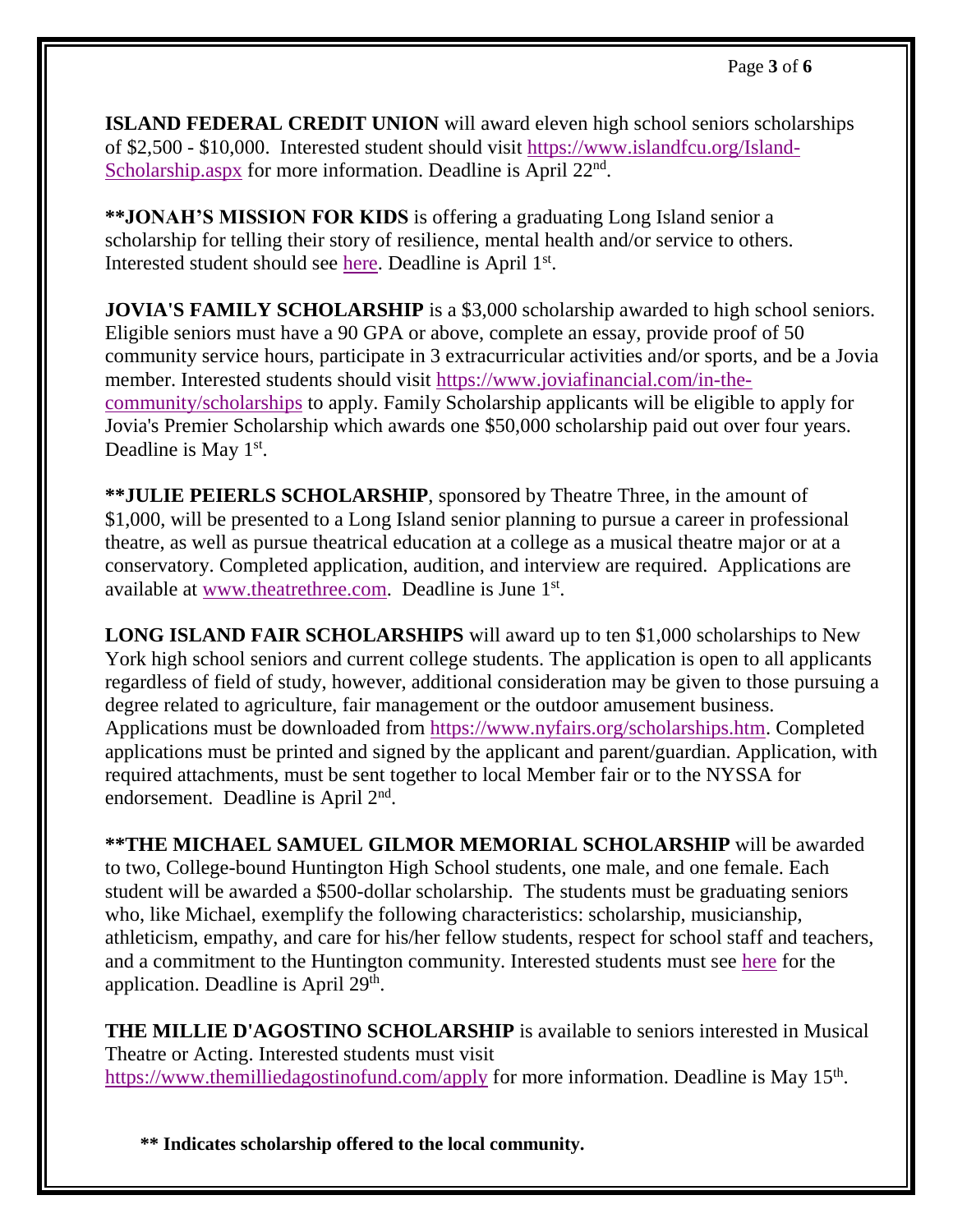**ISLAND FEDERAL CREDIT UNION** will award eleven high school seniors scholarships of $2,500 - $10,000. Interested student should visit [https://www.islandfcu.org/Island-Scholarship.aspx](https://www.islandfcu.org/Island-Scholarship.aspx) for more information. Deadline is April 22nd.

**\*\*JONAH'S MISSION FOR KIDS** is offering a graduating Long Island senior a scholarship for telling their story of resilience, mental health and/or service to others. Interested student should see here. Deadline is April 1st.

**JOVIA'S FAMILY SCHOLARSHIP** is a $3,000 scholarship awarded to high school seniors. Eligible seniors must have a 90 GPA or above, complete an essay, provide proof of 50 community service hours, participate in 3 extracurricular activities and/or sports, and be a Jovia member. Interested students should visit [https://www.joviafinancial.com/in-the-community/scholarships](https://www.joviafinancial.com/in-the-community/scholarships) to apply. Family Scholarship applicants will be eligible to apply for Jovia's Premier Scholarship which awards one $50,000 scholarship paid out over four years. Deadline is May 1st.

**\*\*JULIE PEIERLS SCHOLARSHIP**, sponsored by Theatre Three, in the amount of $1,000, will be presented to a Long Island senior planning to pursue a career in professional theatre, as well as pursue theatrical education at a college as a musical theatre major or at a conservatory. Completed application, audition, and interview are required. Applications are available at [www.theatrethree.com](http://www.theatrethree.com). Deadline is June 1st.

**LONG ISLAND FAIR SCHOLARSHIPS** will award up to ten $1,000 scholarships to New York high school seniors and current college students. The application is open to all applicants regardless of field of study, however, additional consideration may be given to those pursuing a degree related to agriculture, fair management or the outdoor amusement business. Applications must be downloaded from [https://www.nyfairs.org/scholarships.htm](https://www.nyfairs.org/scholarships.htm). Completed applications must be printed and signed by the applicant and parent/guardian. Application, with required attachments, must be sent together to local Member fair or to the NYSSA for endorsement. Deadline is April 2nd.

**\*\*THE MICHAEL SAMUEL GILMOR MEMORIAL SCHOLARSHIP** will be awarded to two, College-bound Huntington High School students, one male, and one female. Each student will be awarded a $500-dollar scholarship. The students must be graduating seniors who, like Michael, exemplify the following characteristics: scholarship, musicianship, athleticism, empathy, and care for his/her fellow students, respect for school staff and teachers, and a commitment to the Huntington community. Interested students must see here for the application. Deadline is April 29th.

**THE MILLIE D'AGOSTINO SCHOLARSHIP** is available to seniors interested in Musical Theatre or Acting. Interested students must visit [https://www.themilliedagostinofund.com/apply](https://www.themilliedagostinofund.com/apply) for more information. Deadline is May 15th.

**\*\* Indicates scholarship offered to the local community.**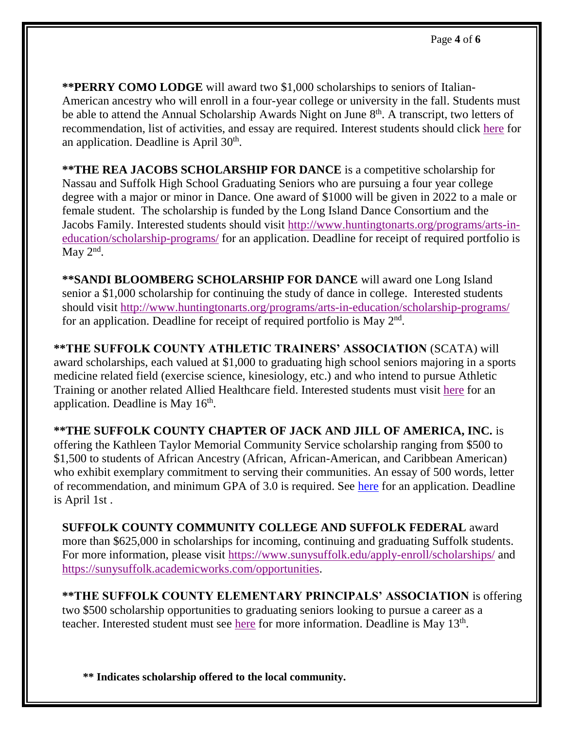**\*\*PERRY COMO LODGE** will award two $1,000 scholarships to seniors of Italian-American ancestry who will enroll in a four-year college or university in the fall. Students must be able to attend the Annual Scholarship Awards Night on June 8th. A transcript, two letters of recommendation, list of activities, and essay are required. Interest students should click here for an application. Deadline is April 30th.

**\*\*THE REA JACOBS SCHOLARSHIP FOR DANCE** is a competitive scholarship for Nassau and Suffolk High School Graduating Seniors who are pursuing a four year college degree with a major or minor in Dance. One award of $1000 will be given in 2022 to a male or female student. The scholarship is funded by the Long Island Dance Consortium and the Jacobs Family. Interested students should visit http://www.huntingtonarts.org/programs/arts-in-education/scholarship-programs/ for an application. Deadline for receipt of required portfolio is May 2nd.

**\*\*SANDI BLOOMBERG SCHOLARSHIP FOR DANCE** will award one Long Island senior a $1,000 scholarship for continuing the study of dance in college. Interested students should visit http://www.huntingtonarts.org/programs/arts-in-education/scholarship-programs/ for an application. Deadline for receipt of required portfolio is May 2nd.

**\*\*THE SUFFOLK COUNTY ATHLETIC TRAINERS' ASSOCIATION** (SCATA) will award scholarships, each valued at $1,000 to graduating high school seniors majoring in a sports medicine related field (exercise science, kinesiology, etc.) and who intend to pursue Athletic Training or another related Allied Healthcare field. Interested students must visit here for an application. Deadline is May 16th.

**\*\*THE SUFFOLK COUNTY CHAPTER OF JACK AND JILL OF AMERICA, INC.** is offering the Kathleen Taylor Memorial Community Service scholarship ranging from $500 to $1,500 to students of African Ancestry (African, African-American, and Caribbean American) who exhibit exemplary commitment to serving their communities. An essay of 500 words, letter of recommendation, and minimum GPA of 3.0 is required. See here for an application. Deadline is April 1st .

**SUFFOLK COUNTY COMMUNITY COLLEGE AND SUFFOLK FEDERAL** award more than $625,000 in scholarships for incoming, continuing and graduating Suffolk students. For more information, please visit https://www.sunysuffolk.edu/apply-enroll/scholarships/ and https://sunysuffolk.academicworks.com/opportunities.

**\*\*THE SUFFOLK COUNTY ELEMENTARY PRINCIPALS' ASSOCIATION** is offering two $500 scholarship opportunities to graduating seniors looking to pursue a career as a teacher. Interested student must see here for more information. Deadline is May 13th.

**\*\* Indicates scholarship offered to the local community.**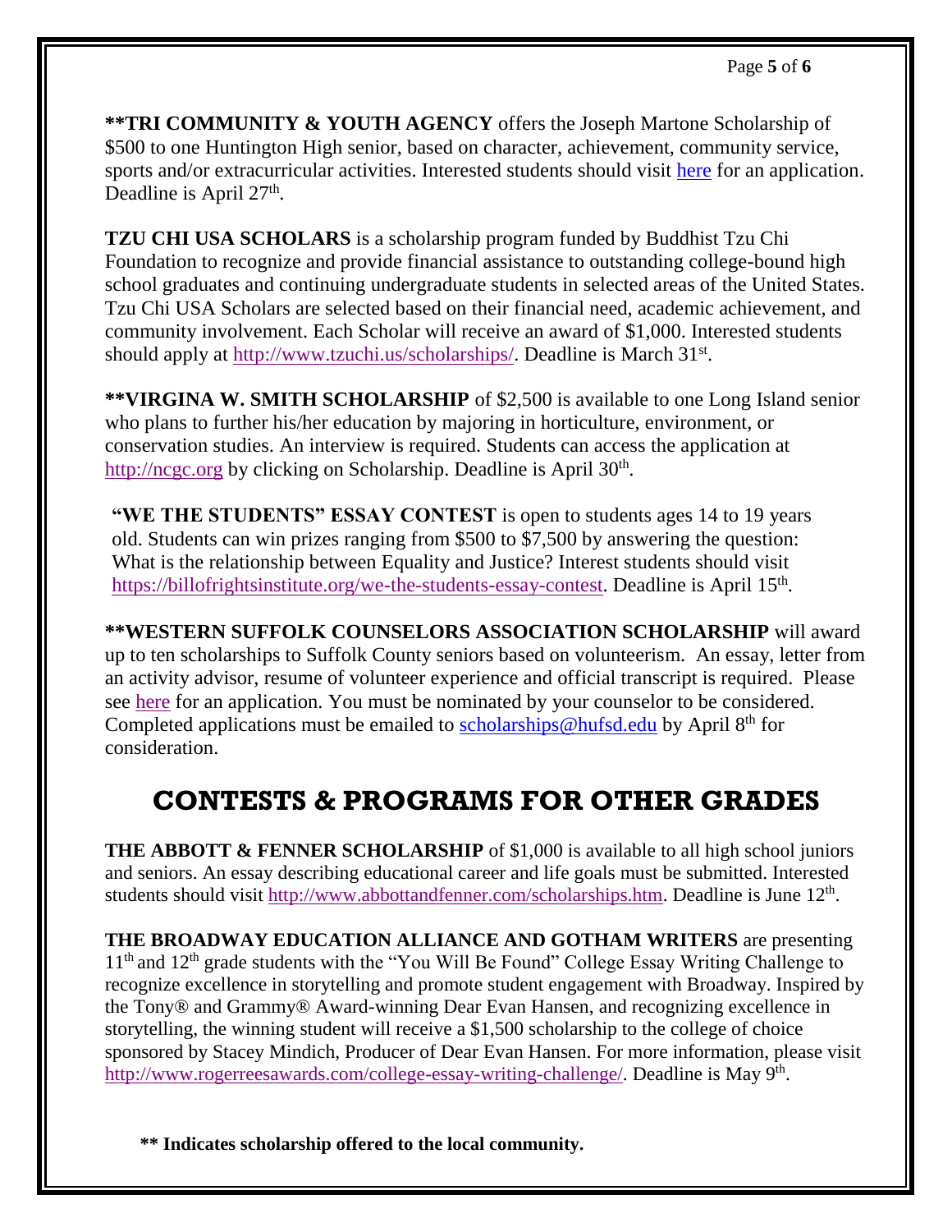**\*\*TRI COMMUNITY & YOUTH AGENCY** offers the Joseph Martone Scholarship of $500 to one Huntington High senior, based on character, achievement, community service, sports and/or extracurricular activities. Interested students should visit here for an application. Deadline is April 27th.

**TZU CHI USA SCHOLARS** is a scholarship program funded by Buddhist Tzu Chi Foundation to recognize and provide financial assistance to outstanding college-bound high school graduates and continuing undergraduate students in selected areas of the United States. Tzu Chi USA Scholars are selected based on their financial need, academic achievement, and community involvement. Each Scholar will receive an award of $1,000. Interested students should apply at http://www.tzuchi.us/scholarships/. Deadline is March 31st.

**\*\*VIRGINA W. SMITH SCHOLARSHIP** of $2,500 is available to one Long Island senior who plans to further his/her education by majoring in horticulture, environment, or conservation studies. An interview is required. Students can access the application at http://ncgc.org by clicking on Scholarship. Deadline is April 30th.

**"WE THE STUDENTS" ESSAY CONTEST** is open to students ages 14 to 19 years old. Students can win prizes ranging from $500 to $7,500 by answering the question: What is the relationship between Equality and Justice? Interest students should visit https://billofrightsinstitute.org/we-the-students-essay-contest. Deadline is April 15th.

**\*\*WESTERN SUFFOLK COUNSELORS ASSOCIATION SCHOLARSHIP** will award up to ten scholarships to Suffolk County seniors based on volunteerism. An essay, letter from an activity advisor, resume of volunteer experience and official transcript is required. Please see here for an application. You must be nominated by your counselor to be considered. Completed applications must be emailed to scholarships@hufsd.edu by April 8th for consideration.

## CONTESTS & PROGRAMS FOR OTHER GRADES

**THE ABBOTT & FENNER SCHOLARSHIP** of $1,000 is available to all high school juniors and seniors. An essay describing educational career and life goals must be submitted. Interested students should visit http://www.abbottandfenner.com/scholarships.htm. Deadline is June 12th.

**THE BROADWAY EDUCATION ALLIANCE AND GOTHAM WRITERS** are presenting 11th and 12th grade students with the "You Will Be Found" College Essay Writing Challenge to recognize excellence in storytelling and promote student engagement with Broadway. Inspired by the Tony® and Grammy® Award-winning Dear Evan Hansen, and recognizing excellence in storytelling, the winning student will receive a $1,500 scholarship to the college of choice sponsored by Stacey Mindich, Producer of Dear Evan Hansen. For more information, please visit http://www.rogerreesawards.com/college-essay-writing-challenge/. Deadline is May 9th.

**\*\* Indicates scholarship offered to the local community.**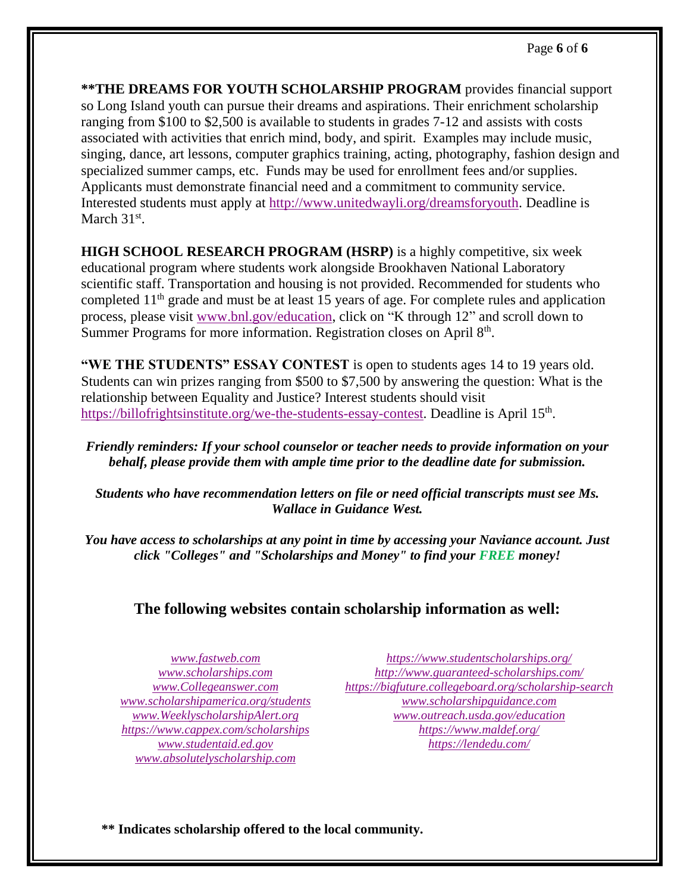**\*\*THE DREAMS FOR YOUTH SCHOLARSHIP PROGRAM** provides financial support so Long Island youth can pursue their dreams and aspirations. Their enrichment scholarship ranging from $100 to $2,500 is available to students in grades 7-12 and assists with costs associated with activities that enrich mind, body, and spirit. Examples may include music, singing, dance, art lessons, computer graphics training, acting, photography, fashion design and specialized summer camps, etc. Funds may be used for enrollment fees and/or supplies. Applicants must demonstrate financial need and a commitment to community service. Interested students must apply at http://www.unitedwayli.org/dreamsforyouth. Deadline is March 31st.

**HIGH SCHOOL RESEARCH PROGRAM (HSRP)** is a highly competitive, six week educational program where students work alongside Brookhaven National Laboratory scientific staff. Transportation and housing is not provided. Recommended for students who completed 11th grade and must be at least 15 years of age. For complete rules and application process, please visit www.bnl.gov/education, click on "K through 12" and scroll down to Summer Programs for more information. Registration closes on April 8th.

**"WE THE STUDENTS" ESSAY CONTEST** is open to students ages 14 to 19 years old. Students can win prizes ranging from $500 to $7,500 by answering the question: What is the relationship between Equality and Justice? Interest students should visit https://billofrightsinstitute.org/we-the-students-essay-contest. Deadline is April 15th.

***Friendly reminders: If your school counselor or teacher needs to provide information on your behalf, please provide them with ample time prior to the deadline date for submission.***

***Students who have recommendation letters on file or need official transcripts must see Ms. Wallace in Guidance West.***

***You have access to scholarships at any point in time by accessing your Naviance account. Just click "Colleges" and "Scholarships and Money" to find your FREE money!***

## The following websites contain scholarship information as well:

*www.fastweb.com*
*www.scholarships.com*
*www.Collegeanswer.com*
*www.scholarshipamerica.org/students*
*www.WeeklyscholarshipAlert.org*
*https://www.cappex.com/scholarships*
*www.studentaid.ed.gov*
*www.absolutelyscholarship.com*
*https://www.studentscholarships.org/*
*http://www.guaranteed-scholarships.com/*
*https://bigfuture.collegeboard.org/scholarship-search*
*www.scholarshipguidance.com*
*www.outreach.usda.gov/education*
*https://www.maldef.org/*
*https://lendedu.com/*

**\*\* Indicates scholarship offered to the local community.**